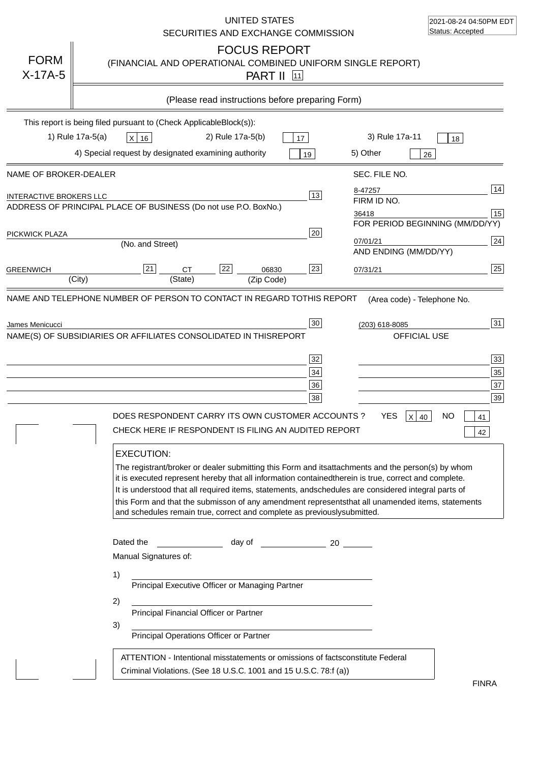UNITED STATES
SECURITIES AND EXCHANGE COMMISSION

2021-08-24 04:50PM EDT
Status: Accepted

# FORM X-17A-5

## FOCUS REPORT
(FINANCIAL AND OPERATIONAL COMBINED UNIFORM SINGLE REPORT)
PART II [11]

(Please read instructions before preparing Form)

This report is being filed pursuant to (Check ApplicableBlock(s)):

1) Rule 17a-5(a) [X] 16    2) Rule 17a-5(b) [ ] 17    3) Rule 17a-11 [ ] 18

4) Special request by designated examining authority [ ] 19    5) Other [ ] 26

| NAME OF BROKER-DEALER | | SEC. FILE NO. | |
|---|---|---|---|
| INTERACTIVE BROKERS LLC | 13 | 8-47257 | 14 |
| ADDRESS OF PRINCIPAL PLACE OF BUSINESS (Do not use P.O. BoxNo.) | | FIRM ID NO. | |
| | | 36418 | 15 |
| PICKWICK PLAZA (No. and Street) | 20 | FOR PERIOD BEGINNING (MM/DD/YY) | |
| | | 07/01/21 | 24 |
| GREENWICH (City) [21] CT (State) [22] 06830 (Zip Code) | 23 | AND ENDING (MM/DD/YY) | |
| | | 07/31/21 | 25 |

NAME AND TELEPHONE NUMBER OF PERSON TO CONTACT IN REGARD TOTHIS REPORT — (Area code) - Telephone No.

James Menicucci [30]    (203) 618-8085 [31]

NAME(S) OF SUBSIDIARIES OR AFFILIATES CONSOLIDATED IN THISREPORT — OFFICIAL USE

| | 32 | | 33 |
|---|---|---|---|
| | 34 | | 35 |
| | 36 | | 37 |
| | 38 | | 39 |

DOES RESPONDENT CARRY ITS OWN CUSTOMER ACCOUNTS ? YES [X] 40 NO [ ] 41

CHECK HERE IF RESPONDENT IS FILING AN AUDITED REPORT [ ] 42

**EXECUTION:**

The registrant/broker or dealer submitting this Form and itsattachments and the person(s) by whom it is executed represent hereby that all information containedtherein is true, correct and complete. It is understood that all required items, statements, andschedules are considered integral parts of this Form and that the submisson of any amendment representsthat all unamended items, statements and schedules remain true, correct and complete as previouslysubmitted.

Dated the ______________ day of ______________ 20 ______

Manual Signatures of:

1) ________________________________
Principal Executive Officer or Managing Partner

2) ________________________________
Principal Financial Officer or Partner

3) ________________________________
Principal Operations Officer or Partner

ATTENTION - Intentional misstatements or omissions of factsconstitute Federal Criminal Violations. (See 18 U.S.C. 1001 and 15 U.S.C. 78:f (a))

FINRA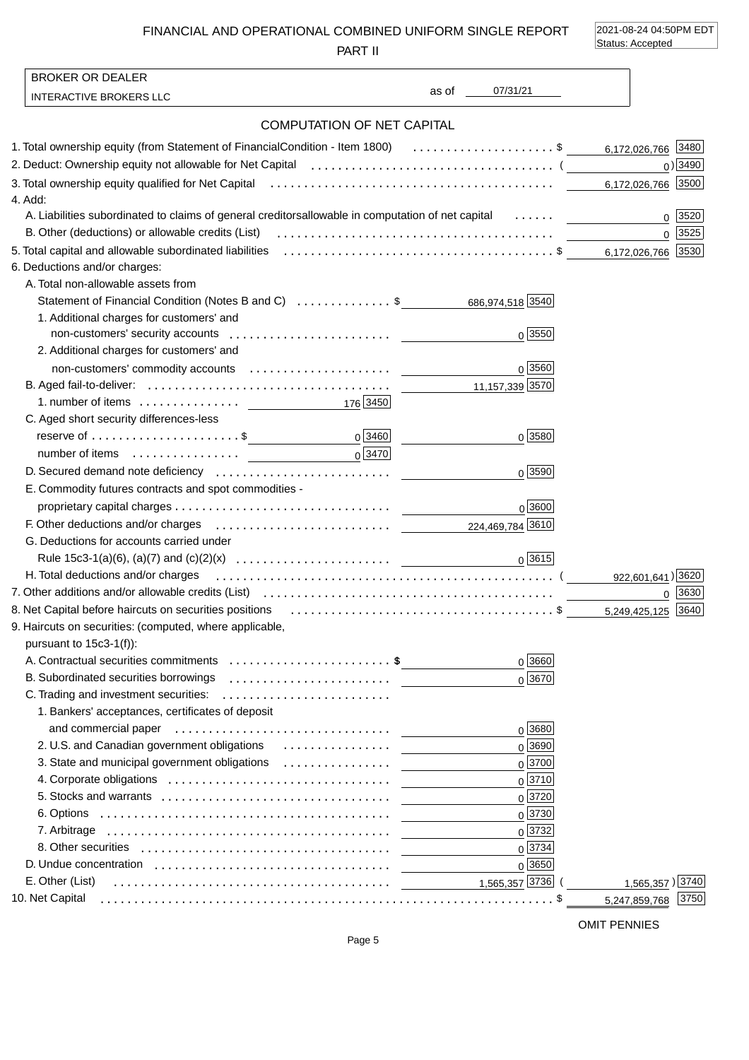# FINANCIAL AND OPERATIONAL COMBINED UNIFORM SINGLE REPORT

## PART II

2021-08-24 04:50PM EDT
Status: Accepted

BROKER OR DEALER

INTERACTIVE BROKERS LLC as of 07/31/21

### COMPUTATION OF NET CAPITAL

| Item | | | |
|---|---|---|---|
| 1. Total ownership equity (from Statement of FinancialCondition - Item 1800) | | $ 6,172,026,766 | 3480 |
| 2. Deduct: Ownership equity not allowable for Net Capital | | ( 0 ) | 3490 |
| 3. Total ownership equity qualified for Net Capital | | 6,172,026,766 | 3500 |
| 4. Add: | | | |
| A. Liabilities subordinated to claims of general creditorsallowable in computation of net capital | | 0 | 3520 |
| B. Other (deductions) or allowable credits (List) | | 0 | 3525 |
| 5. Total capital and allowable subordinated liabilities | | $ 6,172,026,766 | 3530 |
| 6. Deductions and/or charges: | | | |
| A. Total non-allowable assets from Statement of Financial Condition (Notes B and C) | $ 686,974,518 [3540] | | |
| 1. Additional charges for customers' and non-customers' security accounts | 0 [3550] | | |
| 2. Additional charges for customers' and non-customers' commodity accounts | 0 [3560] | | |
| B. Aged fail-to-deliver: | 11,157,339 [3570] | | |
| 1. number of items 176 [3450] | | | |
| C. Aged short security differences-less reserve of $ 0 [3460] | 0 [3580] | | |
| number of items 0 [3470] | | | |
| D. Secured demand note deficiency | 0 [3590] | | |
| E. Commodity futures contracts and spot commodities - proprietary capital charges | 0 [3600] | | |
| F. Other deductions and/or charges | 224,469,784 [3610] | | |
| G. Deductions for accounts carried under Rule 15c3-1(a)(6), (a)(7) and (c)(2)(x) | 0 [3615] | | |
| H. Total deductions and/or charges | | ( 922,601,641 ) | 3620 |
| 7. Other additions and/or allowable credits (List) | | 0 | 3630 |
| 8. Net Capital before haircuts on securities positions | | $ 5,249,425,125 | 3640 |
| 9. Haircuts on securities: (computed, where applicable, pursuant to 15c3-1(f)): | | | |
| A. Contractual securities commitments | $ 0 [3660] | | |
| B. Subordinated securities borrowings | 0 [3670] | | |
| C. Trading and investment securities: | | | |
| 1. Bankers' acceptances, certificates of deposit and commercial paper | 0 [3680] | | |
| 2. U.S. and Canadian government obligations | 0 [3690] | | |
| 3. State and municipal government obligations | 0 [3700] | | |
| 4. Corporate obligations | 0 [3710] | | |
| 5. Stocks and warrants | 0 [3720] | | |
| 6. Options | 0 [3730] | | |
| 7. Arbitrage | 0 [3732] | | |
| 8. Other securities | 0 [3734] | | |
| D. Undue concentration | 0 [3650] | | |
| E. Other (List) | 1,565,357 [3736] | ( 1,565,357 ) | 3740 |
| 10. Net Capital | | $ 5,247,859,768 | 3750 |

OMIT PENNIES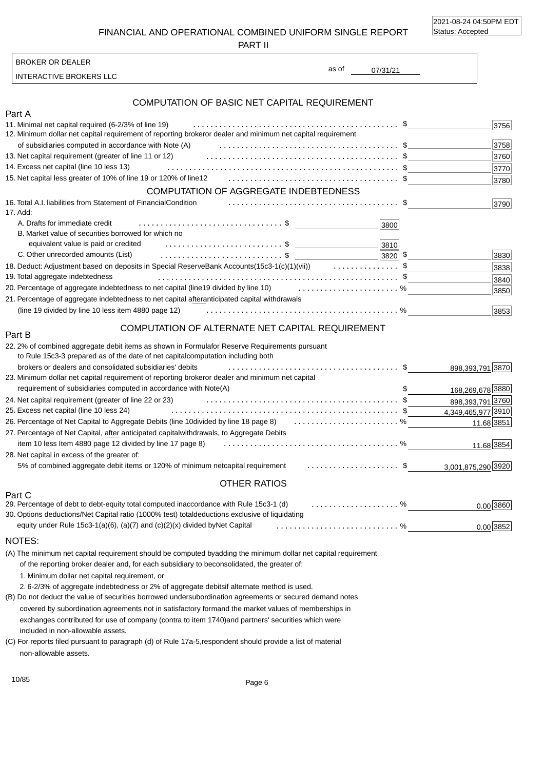2021-08-24 04:50PM EDT
Status: Accepted

# FINANCIAL AND OPERATIONAL COMBINED UNIFORM SINGLE REPORT

PART II

BROKER OR DEALER

INTERACTIVE BROKERS LLC

as of 07/31/21

## COMPUTATION OF BASIC NET CAPITAL REQUIREMENT

### Part A

| Item | Amount | Code |
|---|---|---|
| 11. Minimal net capital required (6-2/3% of line 19) | $ | 3756 |
| 12. Minimum dollar net capital requirement of reporting broker or dealer and minimum net capital requirement of subsidiaries computed in accordance with Note (A) | $ | 3758 |
| 13. Net capital requirement (greater of line 11 or 12) | $ | 3760 |
| 14. Excess net capital (line 10 less 13) | $ | 3770 |
| 15. Net capital less greater of 10% of line 19 or 120% of line12 | $ | 3780 |

## COMPUTATION OF AGGREGATE INDEBTEDNESS

| Item | Sub-amount | Code | Amount | Code |
|---|---|---|---|---|
| 16. Total A.I. liabilities from Statement of Financial Condition | | | $ | 3790 |
| 17. Add: | | | | |
| A. Drafts for immediate credit | $ | 3800 | | |
| B. Market value of securities borrowed for which no equivalent value is paid or credited | $ | 3810 | | |
| C. Other unrecorded amounts (List) | $ | 3820 | $ | 3830 |
| 18. Deduct: Adjustment based on deposits in Special Reserve Bank Accounts(15c3-1(c)(1)(vii)) | | | $ | 3838 |
| 19. Total aggregate indebtedness | | | $ | 3840 |
| 20. Percentage of aggregate indebtedness to net capital (line19 divided by line 10) | | | % | 3850 |
| 21. Percentage of aggregate indebtedness to net capital after anticipated capital withdrawals (line 19 divided by line 10 less item 4880 page 12) | | | % | 3853 |

## COMPUTATION OF ALTERNATE NET CAPITAL REQUIREMENT

### Part B

| Item | Amount | Code |
|---|---|---|
| 22. 2% of combined aggregate debit items as shown in Formula for Reserve Requirements pursuant to Rule 15c3-3 prepared as of the date of net capital computation including both brokers or dealers and consolidated subsidiaries' debits | $ 898,393,791 | 3870 |
| 23. Minimum dollar net capital requirement of reporting broker or dealer and minimum net capital requirement of subsidiaries computed in accordance with Note(A) | $ 168,269,678 | 3880 |
| 24. Net capital requirement (greater of line 22 or 23) | $ 898,393,791 | 3760 |
| 25. Excess net capital (line 10 less 24) | $ 4,349,465,977 | 3910 |
| 26. Percentage of Net Capital to Aggregate Debits (line 10 divided by line 18 page 8) | % 11.68 | 3851 |
| 27. Percentage of Net Capital, after anticipated capital withdrawals, to Aggregate Debits item 10 less Item 4880 page 12 divided by line 17 page 8) | % 11.68 | 3854 |
| 28. Net capital in excess of the greater of: 5% of combined aggregate debit items or 120% of minimum net capital requirement | $ 3,001,875,290 | 3920 |

## OTHER RATIOS

### Part C

| Item | Amount | Code |
|---|---|---|
| 29. Percentage of debt to debt-equity total computed in accordance with Rule 15c3-1 (d) | % 0.00 | 3860 |
| 30. Options deductions/Net Capital ratio (1000% test) total deductions exclusive of liquidating equity under Rule 15c3-1(a)(6), (a)(7) and (c)(2)(x) divided by Net Capital | % 0.00 | 3852 |

## NOTES:

(A) The minimum net capital requirement should be computed by adding the minimum dollar net capital requirement of the reporting broker dealer and, for each subsidiary to be consolidated, the greater of:

1. Minimum dollar net capital requirement, or
2. 6-2/3% of aggregate indebtedness or 2% of aggregate debits if alternate method is used.

(B) Do not deduct the value of securities borrowed under subordination agreements or secured demand notes covered by subordination agreements not in satisfactory form and the market values of memberships in exchanges contributed for use of company (contra to item 1740) and partners' securities which were included in non-allowable assets.

(C) For reports filed pursuant to paragraph (d) of Rule 17a-5, respondent should provide a list of material non-allowable assets.

10/85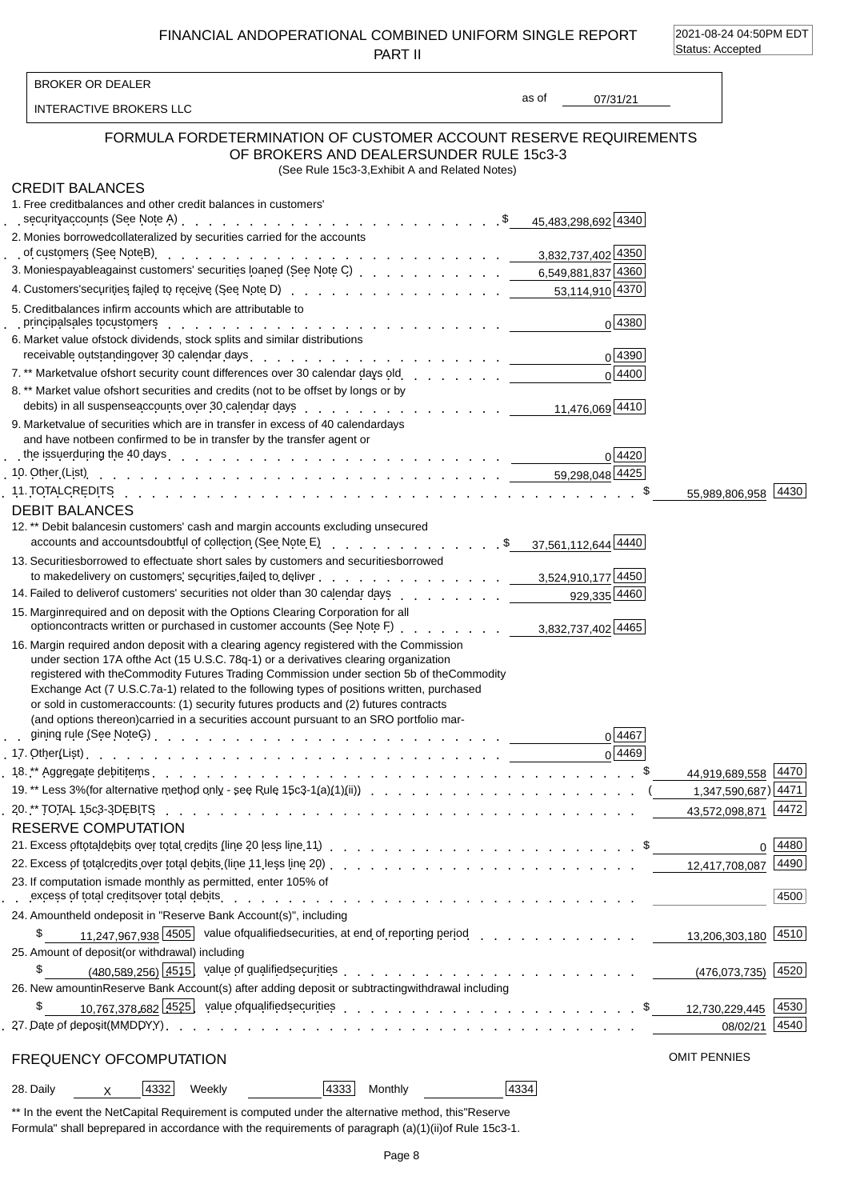FINANCIAL ANDOPERATIONAL COMBINED UNIFORM SINGLE REPORT
PART II

2021-08-24 04:50PM EDT
Status: Accepted

BROKER OR DEALER

INTERACTIVE BROKERS LLC

as of 07/31/21

## FORMULA FORDETERMINATION OF CUSTOMER ACCOUNT RESERVE REQUIREMENTS OF BROKERS AND DEALERSUNDER RULE 15c3-3

(See Rule 15c3-3,Exhibit A and Related Notes)

### CREDIT BALANCES

| Item | Amount | Code | Total | Code |
|---|---|---|---|---|
| 1. Free creditbalances and other credit balances in customers' securityaccounts (See Note A) | $ 45,483,298,692 | 4340 | | |
| 2. Monies borrowedcollateralized by securities carried for the accounts of customers (See NoteB) | 3,832,737,402 | 4350 | | |
| 3. Moniespayableagainst customers' securities loaned (See Note C) | 6,549,881,837 | 4360 | | |
| 4. Customers'securities failed to receive (See Note D) | 53,114,910 | 4370 | | |
| 5. Creditbalances infirm accounts which are attributable to principalsales tocustomers | 0 | 4380 | | |
| 6. Market value ofstock dividends, stock splits and similar distributions receivable outstandingover 30 calendar days | 0 | 4390 | | |
| 7. ** Marketvalue ofshort security count differences over 30 calendar days old | 0 | 4400 | | |
| 8. ** Market value ofshort securities and credits (not to be offset by longs or by debits) in all suspenseaccounts over 30 calendar days | 11,476,069 | 4410 | | |
| 9. Marketvalue of securities which are in transfer in excess of 40 calendardays and have notbeen confirmed to be in transfer by the transfer agent or the issuerduring the 40 days | 0 | 4420 | | |
| 10. Other (List) | 59,298,048 | 4425 | | |
| 11. TOTALCREDITS | | | $ 55,989,806,958 | 4430 |

### DEBIT BALANCES

| Item | Amount | Code | Total | Code |
|---|---|---|---|---|
| 12. ** Debit balancesin customers' cash and margin accounts excluding unsecured accounts and accountsdoubtful of collection (See Note E) | $ 37,561,112,644 | 4440 | | |
| 13. Securitiesborrowed to effectuate short sales by customers and securitiesborrowed to makedelivery on customers' securities failed to deliver | 3,524,910,177 | 4450 | | |
| 14. Failed to deliverof customers' securities not older than 30 calendar days | 929,335 | 4460 | | |
| 15. Marginrequired and on deposit with the Options Clearing Corporation for all optioncontracts written or purchased in customer accounts (See Note F) | 3,832,737,402 | 4465 | | |
| 16. Margin required andon deposit with a clearing agency registered with the Commission under section 17A ofthe Act (15 U.S.C. 78q-1) or a derivatives clearing organization registered with theCommodity Futures Trading Commission under section 5b of theCommodity Exchange Act (7 U.S.C.7a-1) related to the following types of positions written, purchased or sold in customeraccounts: (1) security futures products and (2) futures contracts (and options thereon)carried in a securities account pursuant to an SRO portfolio margining rule (See NoteG) | 0 | 4467 | | |
| 17. Other(List) | 0 | 4469 | | |
| 18. ** Aggregate debititems | | | $ 44,919,689,558 | 4470 |
| 19. ** Less 3%(for alternative method only - see Rule 15c3-1(a)(1)(ii)) | | | (1,347,590,687) | 4471 |
| 20. ** TOTAL 15c3-3DEBITS | | | 43,572,098,871 | 4472 |

### RESERVE COMPUTATION

| Item | Amount | Code | Total | Code |
|---|---|---|---|---|
| 21. Excess oftotaldebits over total credits (line 20 less line 11) | | | $ 0 | 4480 |
| 22. Excess of totalcredits over total debits (line 11 less line 20) | | | 12,417,708,087 | 4490 |
| 23. If computation ismade monthly as permitted, enter 105% of excess of total creditsover total debits | | | | 4500 |
| 24. Amountheld ondeposit in "Reserve Bank Account(s)", including $ 11,247,967,938 [4505] value ofqualifiedsecurities, at end of reporting period | | | 13,206,303,180 | 4510 |
| 25. Amount of deposit(or withdrawal) including $ (480,589,256) [4515] value of qualifiedsecurities | | | (476,073,735) | 4520 |
| 26. New amountinReserve Bank Account(s) after adding deposit or subtractingwithdrawal including $ 10,767,378,682 [4525] value ofqualifiedsecurities | | | $ 12,730,229,445 | 4530 |
| 27. Date of deposit(MMDDYY) | | | 08/02/21 | 4540 |

### FREQUENCY OFCOMPUTATION

OMIT PENNIES

28. Daily X [4332] Weekly [4333] Monthly [4334]

** In the event the NetCapital Requirement is computed under the alternative method, this"Reserve Formula" shall beprepared in accordance with the requirements of paragraph (a)(1)(ii)of Rule 15c3-1.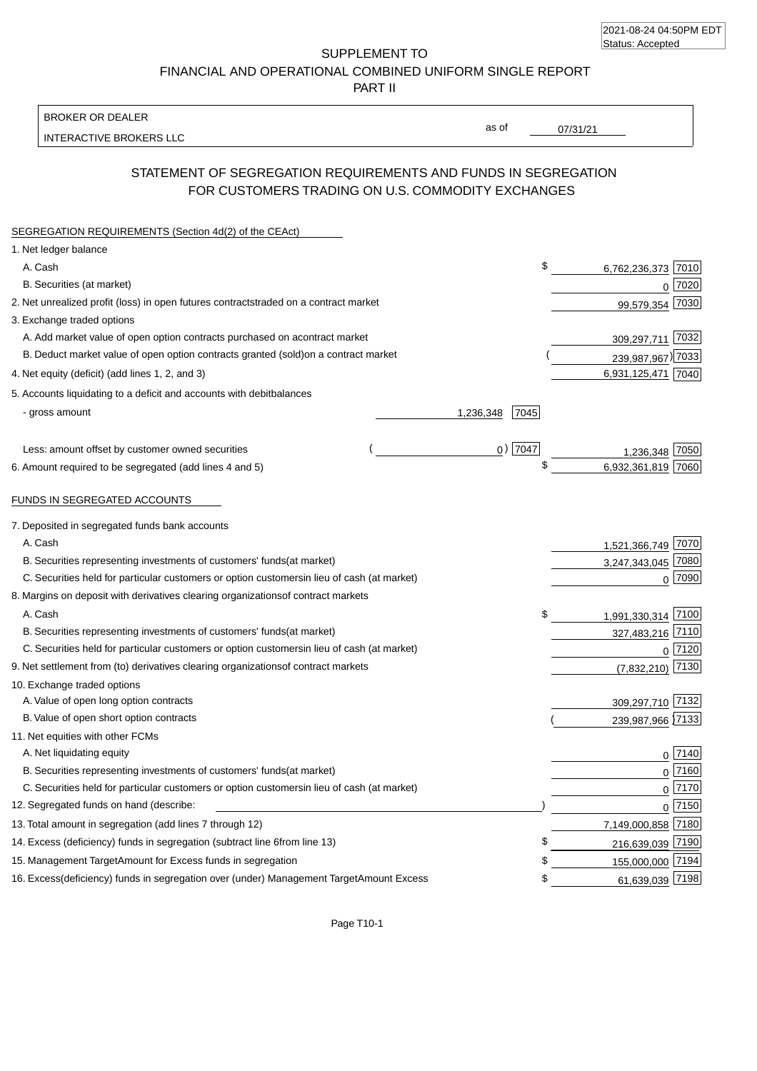2021-08-24 04:50PM EDT
Status: Accepted

SUPPLEMENT TO
FINANCIAL AND OPERATIONAL COMBINED UNIFORM SINGLE REPORT
PART II

| BROKER OR DEALER | | |
|---|---|---|
| INTERACTIVE BROKERS LLC | as of | 07/31/21 |

## STATEMENT OF SEGREGATION REQUIREMENTS AND FUNDS IN SEGREGATION FOR CUSTOMERS TRADING ON U.S. COMMODITY EXCHANGES

SEGREGATION REQUIREMENTS (Section 4d(2) of the CEAct)

| | | | | |
|---|---|---|---|---|
| 1. Net ledger balance | | | | |
| A. Cash | | | $ 6,762,236,373 | 7010 |
| B. Securities (at market) | | | 0 | 7020 |
| 2. Net unrealized profit (loss) in open futures contracts traded on a contract market | | | 99,579,354 | 7030 |
| 3. Exchange traded options | | | | |
| A. Add market value of open option contracts purchased on a contract market | | | 309,297,711 | 7032 |
| B. Deduct market value of open option contracts granted (sold) on a contract market | | | (239,987,967) | 7033 |
| 4. Net equity (deficit) (add lines 1, 2, and 3) | | | 6,931,125,471 | 7040 |
| 5. Accounts liquidating to a deficit and accounts with debit balances | | | | |
| - gross amount | 1,236,348 | 7045 | | |
| Less: amount offset by customer owned securities | (0) | 7047 | 1,236,348 | 7050 |
| 6. Amount required to be segregated (add lines 4 and 5) | | | $ 6,932,361,819 | 7060 |

FUNDS IN SEGREGATED ACCOUNTS

| | | |
|---|---|---|
| 7. Deposited in segregated funds bank accounts | | |
| A. Cash | 1,521,366,749 | 7070 |
| B. Securities representing investments of customers' funds (at market) | 3,247,343,045 | 7080 |
| C. Securities held for particular customers or option customers in lieu of cash (at market) | 0 | 7090 |
| 8. Margins on deposit with derivatives clearing organizations of contract markets | | |
| A. Cash | $ 1,991,330,314 | 7100 |
| B. Securities representing investments of customers' funds (at market) | 327,483,216 | 7110 |
| C. Securities held for particular customers or option customers in lieu of cash (at market) | 0 | 7120 |
| 9. Net settlement from (to) derivatives clearing organizations of contract markets | (7,832,210) | 7130 |
| 10. Exchange traded options | | |
| A. Value of open long option contracts | 309,297,710 | 7132 |
| B. Value of open short option contracts | (239,987,966) | 7133 |
| 11. Net equities with other FCMs | | |
| A. Net liquidating equity | 0 | 7140 |
| B. Securities representing investments of customers' funds (at market) | 0 | 7160 |
| C. Securities held for particular customers or option customers in lieu of cash (at market) | 0 | 7170 |
| 12. Segregated funds on hand (describe: ) | 0 | 7150 |
| 13. Total amount in segregation (add lines 7 through 12) | 7,149,000,858 | 7180 |
| 14. Excess (deficiency) funds in segregation (subtract line 6 from line 13) | $ 216,639,039 | 7190 |
| 15. Management Target Amount for Excess funds in segregation | $ 155,000,000 | 7194 |
| 16. Excess (deficiency) funds in segregation over (under) Management Target Amount Excess | $ 61,639,039 | 7198 |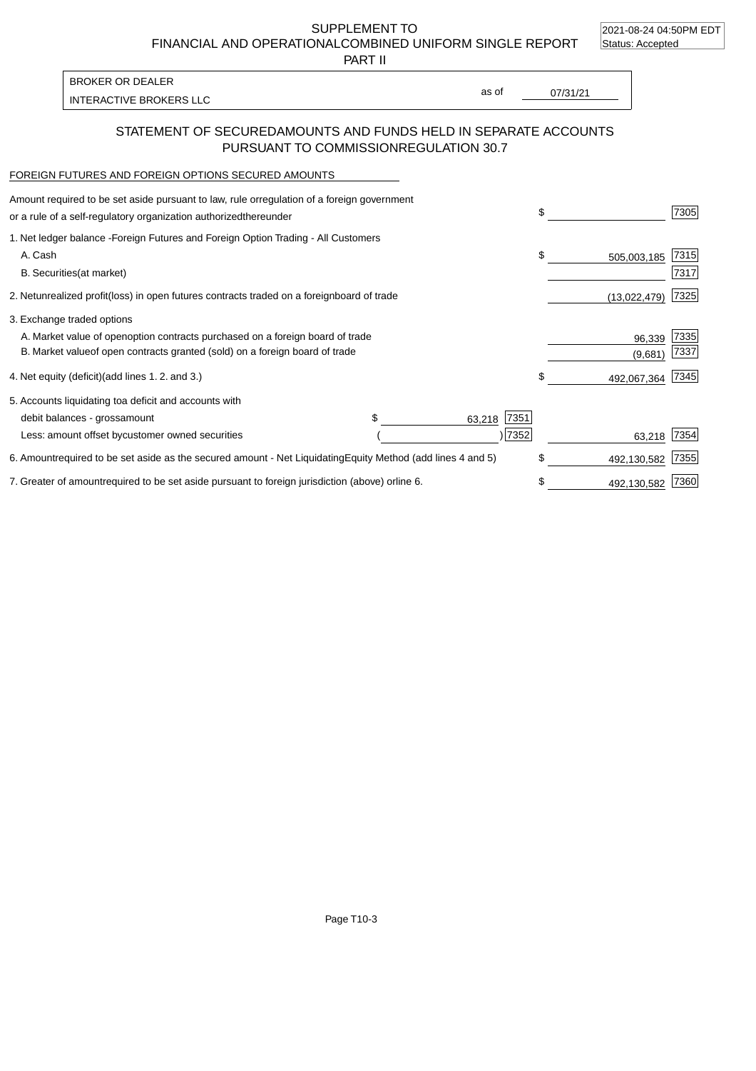SUPPLEMENT TO
FINANCIAL AND OPERATIONALCOMBINED UNIFORM SINGLE REPORT
PART II

2021-08-24 04:50PM EDT
Status: Accepted

| BROKER OR DEALER | | |
|---|---|---|
| INTERACTIVE BROKERS LLC | as of | 07/31/21 |

## STATEMENT OF SECUREDAMOUNTS AND FUNDS HELD IN SEPARATE ACCOUNTS PURSUANT TO COMMISSIONREGULATION 30.7

FOREIGN FUTURES AND FOREIGN OPTIONS SECURED AMOUNTS

| Description | | | | Amount | Code |
|---|---|---|---|---|---|
| Amount required to be set aside pursuant to law, rule orregulation of a foreign government or a rule of a self-regulatory organization authorizedthereunder | | | $ | | 7305 |
| 1. Net ledger balance -Foreign Futures and Foreign Option Trading - All Customers | | | | | |
| A. Cash | | | $ | 505,003,185 | 7315 |
| B. Securities(at market) | | | | | 7317 |
| 2. Netunrealized profit(loss) in open futures contracts traded on a foreignboard of trade | | | | (13,022,479) | 7325 |
| 3. Exchange traded options | | | | | |
| A. Market value of openoption contracts purchased on a foreign board of trade | | | | 96,339 | 7335 |
| B. Market valueof open contracts granted (sold) on a foreign board of trade | | | | (9,681) | 7337 |
| 4. Net equity (deficit)(add lines 1. 2. and 3.) | | | $ | 492,067,364 | 7345 |
| 5. Accounts liquidating toa deficit and accounts with | | | | | |
| debit balances - grossamount | $ 63,218 | 7351 | | | |
| Less: amount offset bycustomer owned securities | ( ) | 7352 | | 63,218 | 7354 |
| 6. Amountrequired to be set aside as the secured amount - Net LiquidatingEquity Method (add lines 4 and 5) | | | $ | 492,130,582 | 7355 |
| 7. Greater of amountrequired to be set aside pursuant to foreign jurisdiction (above) orline 6. | | | $ | 492,130,582 | 7360 |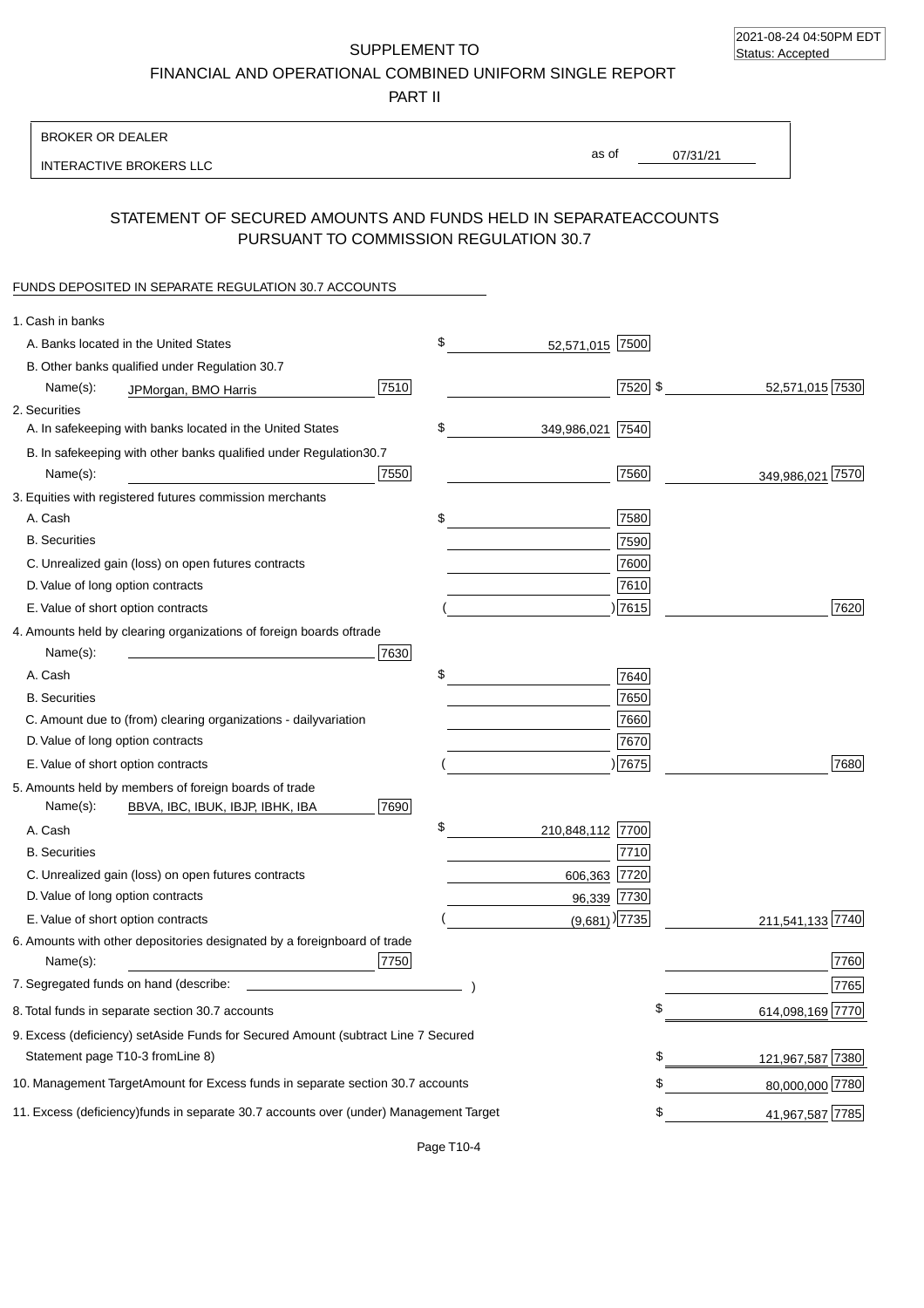2021-08-24 04:50PM EDT
Status: Accepted

SUPPLEMENT TO
FINANCIAL AND OPERATIONAL COMBINED UNIFORM SINGLE REPORT
PART II

BROKER OR DEALER
INTERACTIVE BROKERS LLC

as of 07/31/21

## STATEMENT OF SECURED AMOUNTS AND FUNDS HELD IN SEPARATE ACCOUNTS PURSUANT TO COMMISSION REGULATION 30.7

FUNDS DEPOSITED IN SEPARATE REGULATION 30.7 ACCOUNTS

| | | | | | |
|---|---|---|---|---|---|
| 1. Cash in banks | | | | | |
| A. Banks located in the United States | | $ 52,571,015 | 7500 | | |
| B. Other banks qualified under Regulation 30.7 Name(s): JPMorgan, BMO Harris | 7510 | | 7520 | $ 52,571,015 | 7530 |
| 2. Securities | | | | | |
| A. In safekeeping with banks located in the United States | | $ 349,986,021 | 7540 | | |
| B. In safekeeping with other banks qualified under Regulation 30.7 Name(s): | 7550 | | 7560 | 349,986,021 | 7570 |
| 3. Equities with registered futures commission merchants | | | | | |
| A. Cash | | $ | 7580 | | |
| B. Securities | | | 7590 | | |
| C. Unrealized gain (loss) on open futures contracts | | | 7600 | | |
| D. Value of long option contracts | | | 7610 | | |
| E. Value of short option contracts | | ( ) | 7615 | | 7620 |
| 4. Amounts held by clearing organizations of foreign boards of trade Name(s): | 7630 | | | | |
| A. Cash | | $ | 7640 | | |
| B. Securities | | | 7650 | | |
| C. Amount due to (from) clearing organizations - daily variation | | | 7660 | | |
| D. Value of long option contracts | | | 7670 | | |
| E. Value of short option contracts | | ( ) | 7675 | | 7680 |
| 5. Amounts held by members of foreign boards of trade Name(s): BBVA, IBC, IBUK, IBJP, IBHK, IBA | 7690 | | | | |
| A. Cash | | $ 210,848,112 | 7700 | | |
| B. Securities | | | 7710 | | |
| C. Unrealized gain (loss) on open futures contracts | | 606,363 | 7720 | | |
| D. Value of long option contracts | | 96,339 | 7730 | | |
| E. Value of short option contracts | | ( (9,681) ) | 7735 | 211,541,133 | 7740 |
| 6. Amounts with other depositories designated by a foreign board of trade Name(s): | 7750 | | | | 7760 |
| 7. Segregated funds on hand (describe: ) | | | | | 7765 |
| 8. Total funds in separate section 30.7 accounts | | | | $ 614,098,169 | 7770 |
| 9. Excess (deficiency) set Aside Funds for Secured Amount (subtract Line 7 Secured Statement page T10-3 from Line 8) | | | | $ 121,967,587 | 7380 |
| 10. Management Target Amount for Excess funds in separate section 30.7 accounts | | | | $ 80,000,000 | 7780 |
| 11. Excess (deficiency) funds in separate 30.7 accounts over (under) Management Target | | | | $ 41,967,587 | 7785 |

Page T10-4